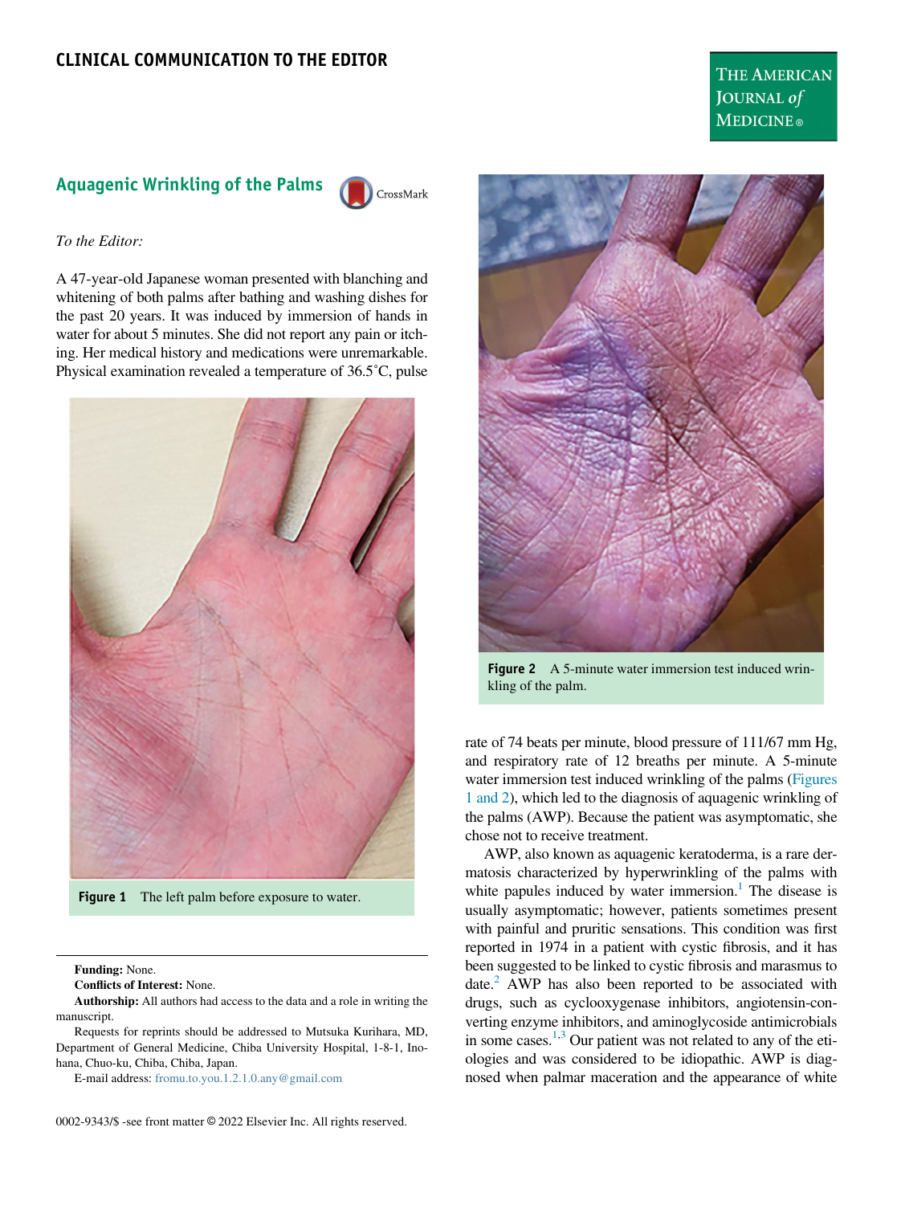CLINICAL COMMUNICATION TO THE EDITOR

# Aquagenic Wrinkling of the Palms

*To the Editor:*

A 47-year-old Japanese woman presented with blanching and whitening of both palms after bathing and washing dishes for the past 20 years. It was induced by immersion of hands in water for about 5 minutes. She did not report any pain or itching. Her medical history and medications were unremarkable. Physical examination revealed a temperature of 36.5˚C, pulse rate of 74 beats per minute, blood pressure of 111/67 mm Hg, and respiratory rate of 12 breaths per minute. A 5-minute water immersion test induced wrinkling of the palms (Figures 1 and 2), which led to the diagnosis of aquagenic wrinkling of the palms (AWP). Because the patient was asymptomatic, she chose not to receive treatment.

**Figure 1** The left palm before exposure to water.

**Figure 2** A 5-minute water immersion test induced wrinkling of the palm.

AWP, also known as aquagenic keratoderma, is a rare dermatosis characterized by hyperwrinkling of the palms with white papules induced by water immersion.[1] The disease is usually asymptomatic; however, patients sometimes present with painful and pruritic sensations. This condition was first reported in 1974 in a patient with cystic fibrosis, and it has been suggested to be linked to cystic fibrosis and marasmus to date.[2] AWP has also been reported to be associated with drugs, such as cyclooxygenase inhibitors, angiotensin-converting enzyme inhibitors, and aminoglycoside antimicrobials in some cases.[1,3] Our patient was not related to any of the etiologies and was considered to be idiopathic. AWP is diagnosed when palmar maceration and the appearance of white

**Funding:** None.

**Conflicts of Interest:** None.

**Authorship:** All authors had access to the data and a role in writing the manuscript.

Requests for reprints should be addressed to Mutsuka Kurihara, MD, Department of General Medicine, Chiba University Hospital, 1-8-1, Inohana, Chuo-ku, Chiba, Chiba, Japan.

E-mail address: fromu.to.you.1.2.1.0.any@gmail.com

0002-9343/$ -see front matter © 2022 Elsevier Inc. All rights reserved.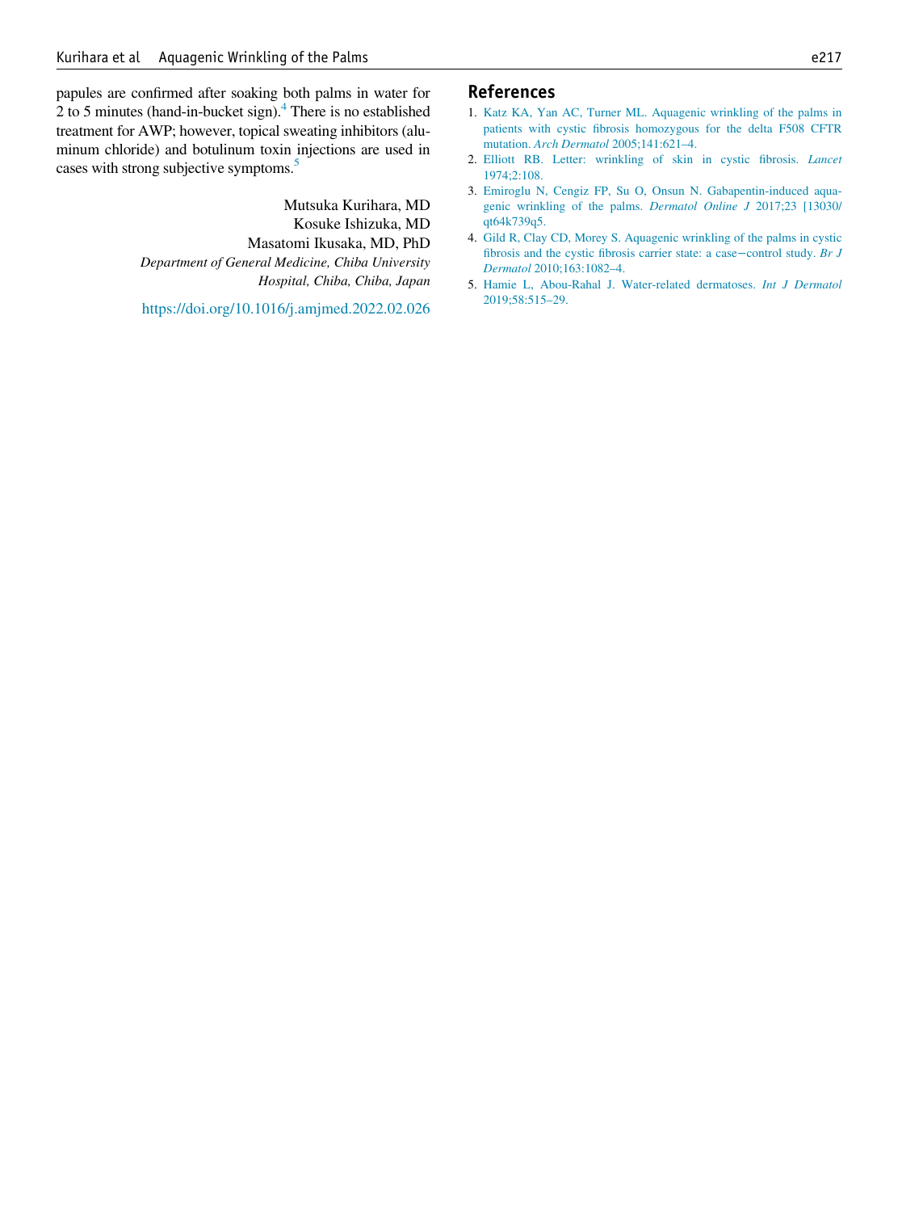papules are confirmed after soaking both palms in water for 2 to 5 minutes (hand-in-bucket sign).[4] There is no established treatment for AWP; however, topical sweating inhibitors (aluminum chloride) and botulinum toxin injections are used in cases with strong subjective symptoms.[5]

Mutsuka Kurihara, MD
Kosuke Ishizuka, MD
Masatomi Ikusaka, MD, PhD
*Department of General Medicine, Chiba University Hospital, Chiba, Chiba, Japan*

https://doi.org/10.1016/j.amjmed.2022.02.026

## References

1. Katz KA, Yan AC, Turner ML. Aquagenic wrinkling of the palms in patients with cystic fibrosis homozygous for the delta F508 CFTR mutation. *Arch Dermatol* 2005;141:621–4.
2. Elliott RB. Letter: wrinkling of skin in cystic fibrosis. *Lancet* 1974;2:108.
3. Emiroglu N, Cengiz FP, Su O, Onsun N. Gabapentin-induced aquagenic wrinkling of the palms. *Dermatol Online J* 2017;23 [13030/qt64k739q5.
4. Gild R, Clay CD, Morey S. Aquagenic wrinkling of the palms in cystic fibrosis and the cystic fibrosis carrier state: a case−control study. *Br J Dermatol* 2010;163:1082–4.
5. Hamie L, Abou-Rahal J. Water-related dermatoses. *Int J Dermatol* 2019;58:515–29.